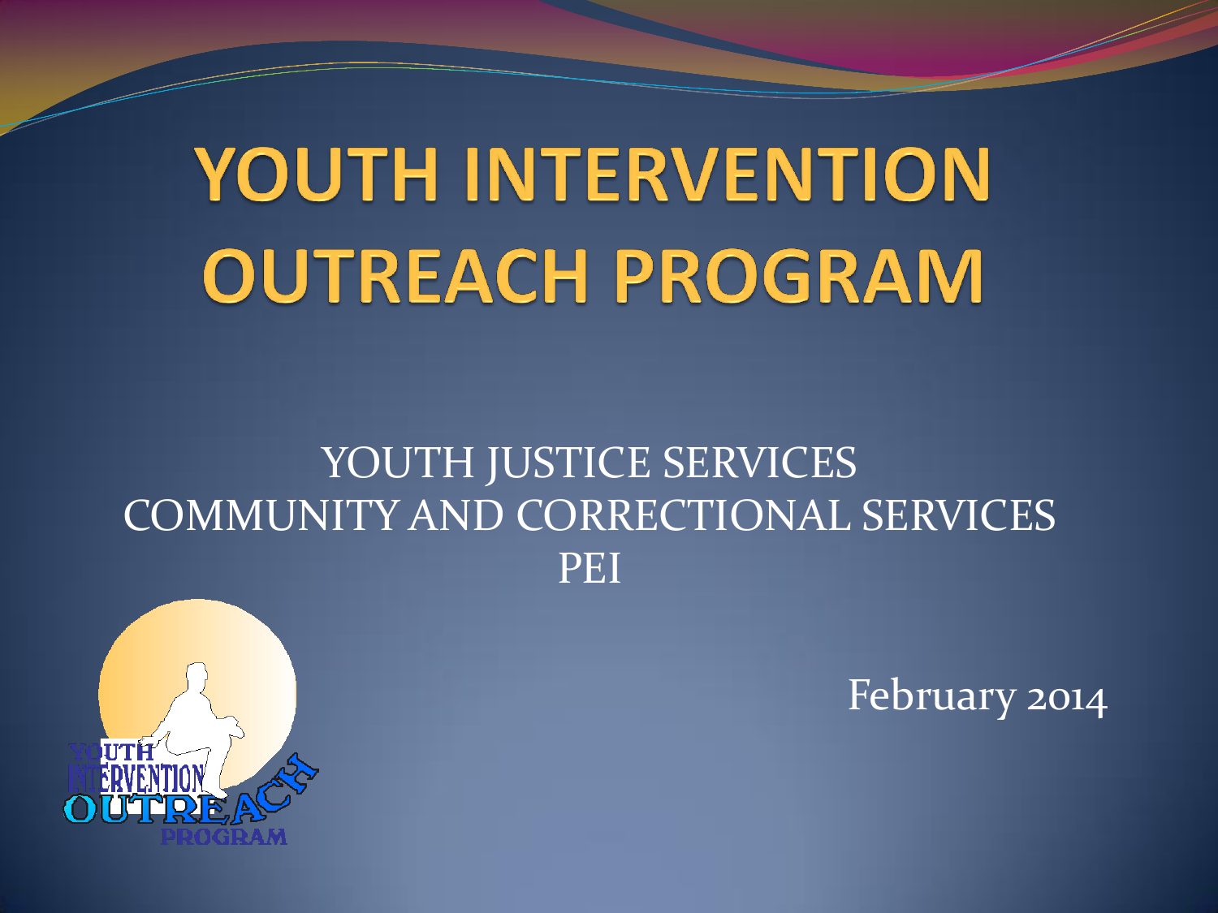# YOUTH INTERVENTION OUTREACH PROGRAM

YOUTH JUSTICE SERVICES
COMMUNITY AND CORRECTIONAL SERVICES
PEI

February 2014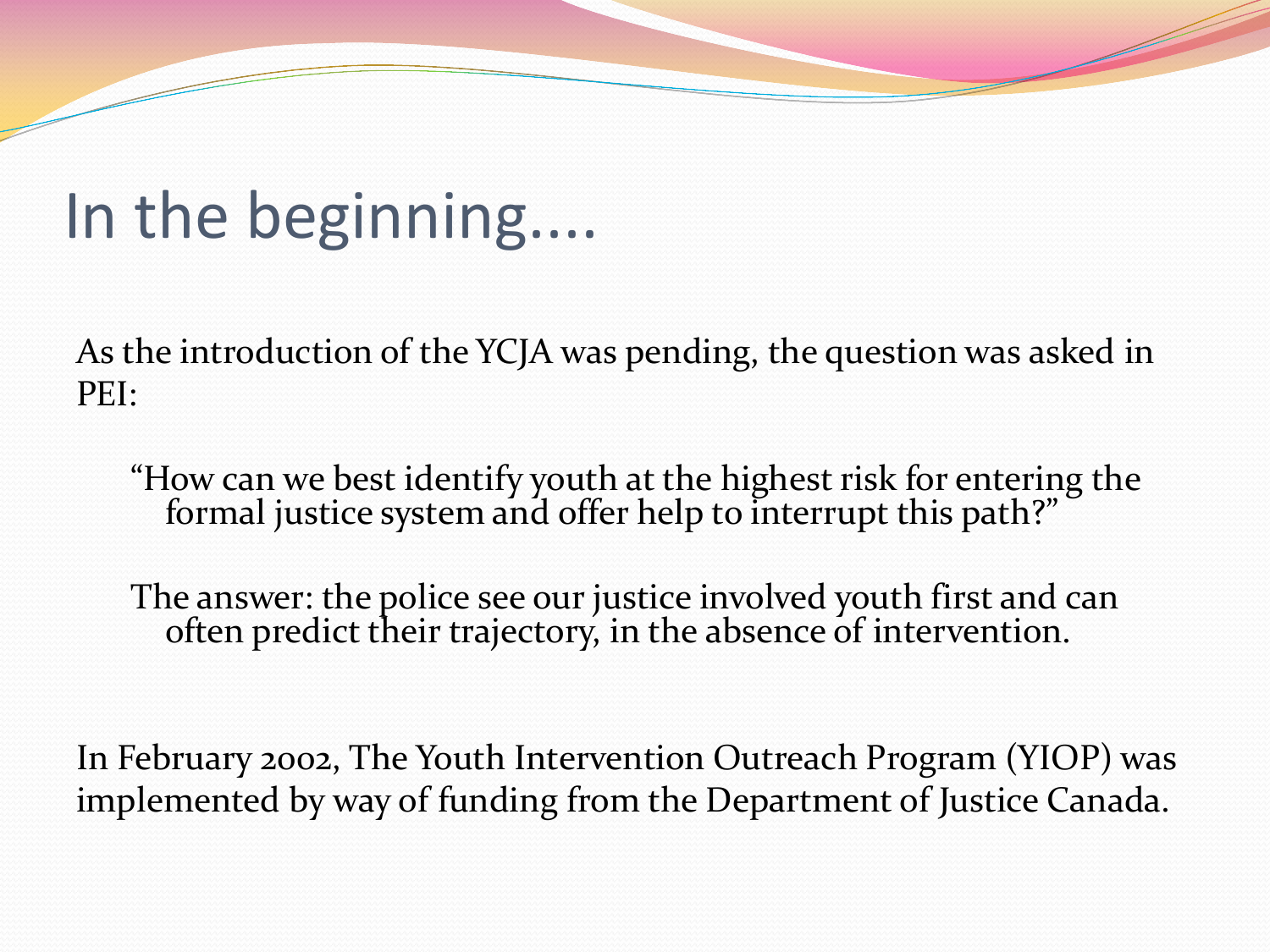# In the beginning....

As the introduction of the YCJA was pending, the question was asked in PEI:

> "How can we best identify youth at the highest risk for entering the formal justice system and offer help to interrupt this path?"
>
> The answer: the police see our justice involved youth first and can often predict their trajectory, in the absence of intervention.

In February 2002, The Youth Intervention Outreach Program (YIOP) was implemented by way of funding from the Department of Justice Canada.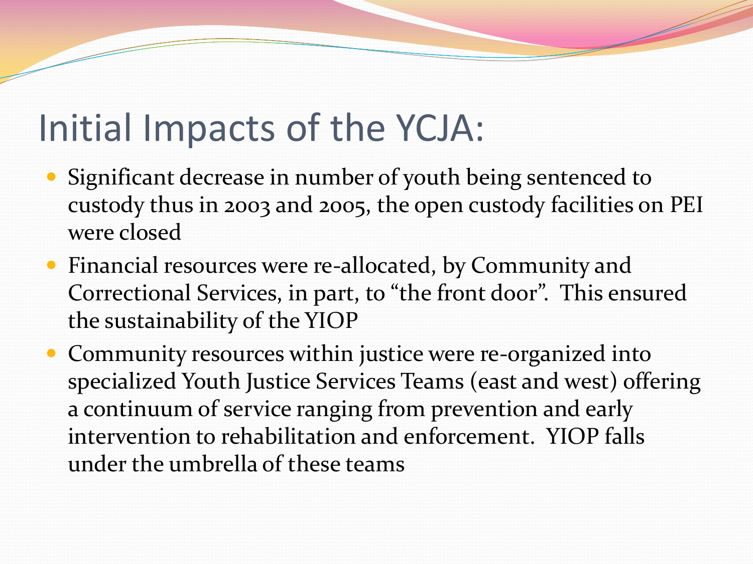# Initial Impacts of the YCJA:

- Significant decrease in number of youth being sentenced to custody thus in 2003 and 2005, the open custody facilities on PEI were closed
- Financial resources were re-allocated, by Community and Correctional Services, in part, to “the front door”. This ensured the sustainability of the YIOP
- Community resources within justice were re-organized into specialized Youth Justice Services Teams (east and west) offering a continuum of service ranging from prevention and early intervention to rehabilitation and enforcement. YIOP falls under the umbrella of these teams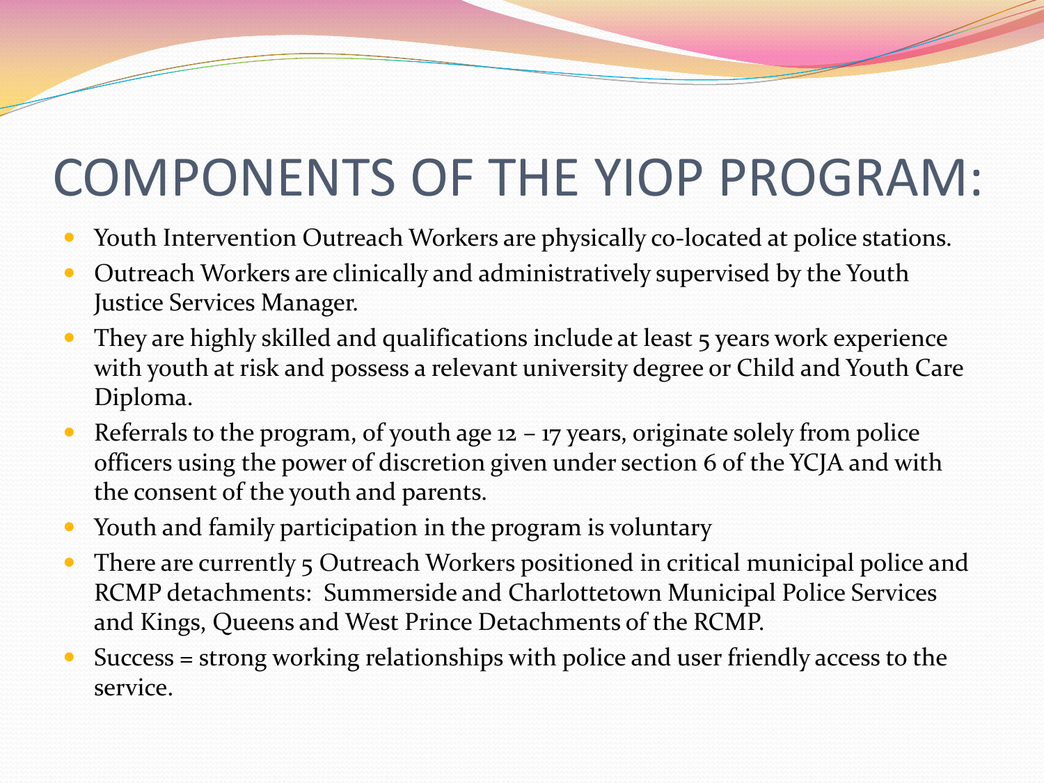# COMPONENTS OF THE YIOP PROGRAM:

- Youth Intervention Outreach Workers are physically co-located at police stations.
- Outreach Workers are clinically and administratively supervised by the Youth Justice Services Manager.
- They are highly skilled and qualifications include at least 5 years work experience with youth at risk and possess a relevant university degree or Child and Youth Care Diploma.
- Referrals to the program, of youth age 12 – 17 years, originate solely from police officers using the power of discretion given under section 6 of the YCJA and with the consent of the youth and parents.
- Youth and family participation in the program is voluntary
- There are currently 5 Outreach Workers positioned in critical municipal police and RCMP detachments: Summerside and Charlottetown Municipal Police Services and Kings, Queens and West Prince Detachments of the RCMP.
- Success = strong working relationships with police and user friendly access to the service.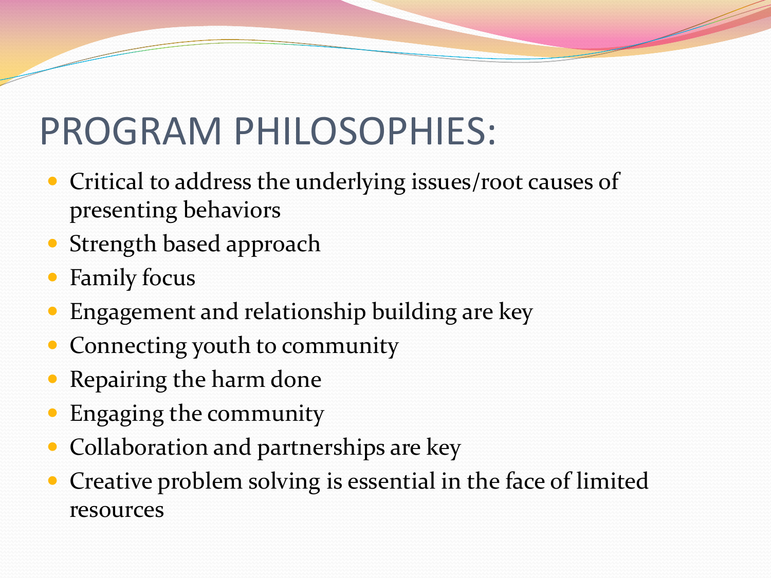# PROGRAM PHILOSOPHIES:

- Critical to address the underlying issues/root causes of presenting behaviors
- Strength based approach
- Family focus
- Engagement and relationship building are key
- Connecting youth to community
- Repairing the harm done
- Engaging the community
- Collaboration and partnerships are key
- Creative problem solving is essential in the face of limited resources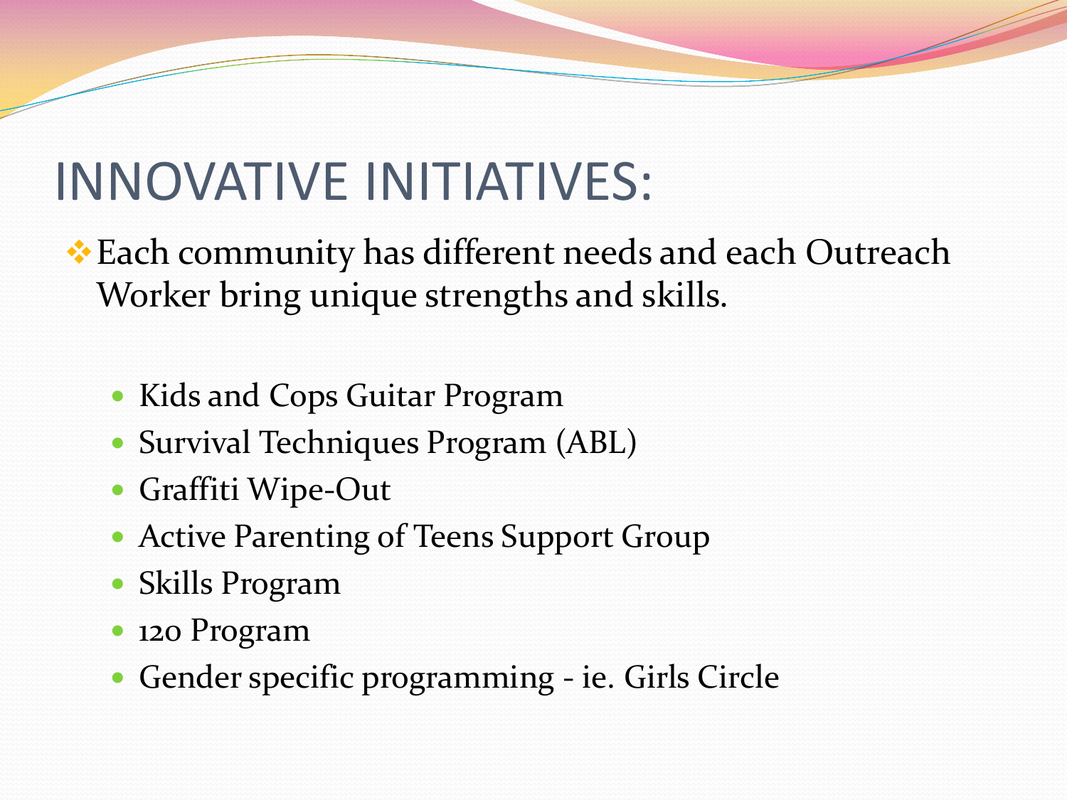# INNOVATIVE INITIATIVES:

- Each community has different needs and each Outreach Worker bring unique strengths and skills.
  - Kids and Cops Guitar Program
  - Survival Techniques Program (ABL)
  - Graffiti Wipe-Out
  - Active Parenting of Teens Support Group
  - Skills Program
  - 120 Program
  - Gender specific programming - ie. Girls Circle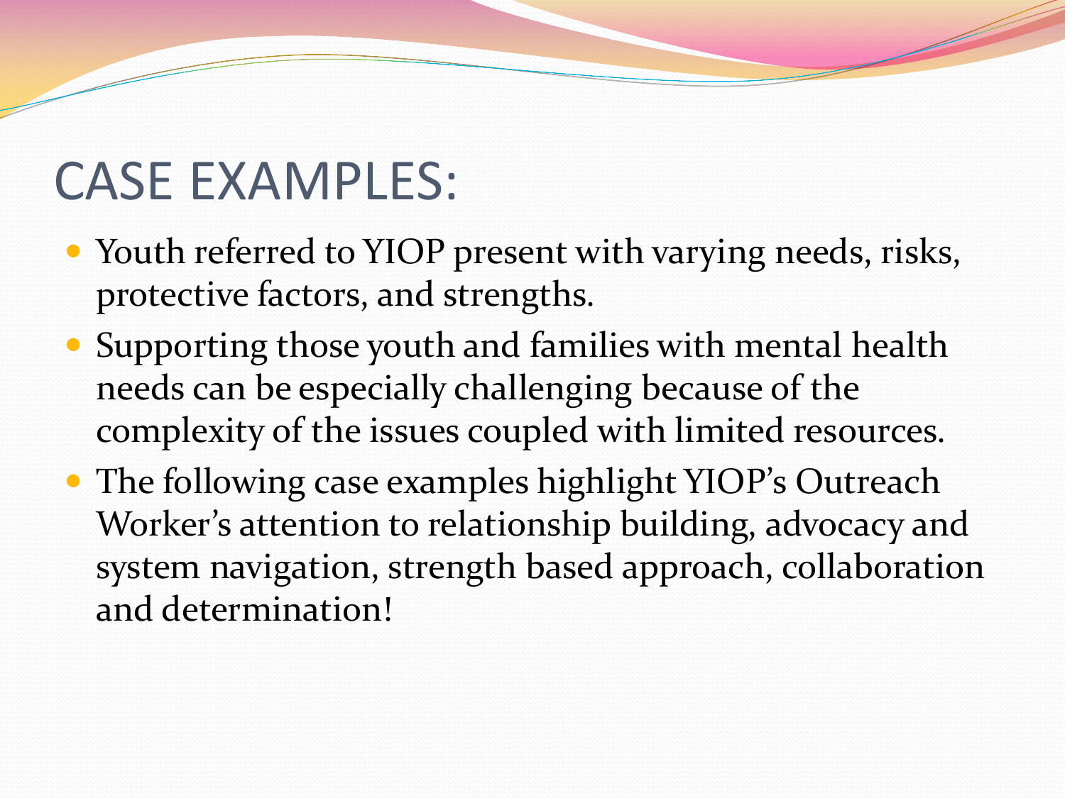# CASE EXAMPLES:

- Youth referred to YIOP present with varying needs, risks, protective factors, and strengths.
- Supporting those youth and families with mental health needs can be especially challenging because of the complexity of the issues coupled with limited resources.
- The following case examples highlight YIOP's Outreach Worker's attention to relationship building, advocacy and system navigation, strength based approach, collaboration and determination!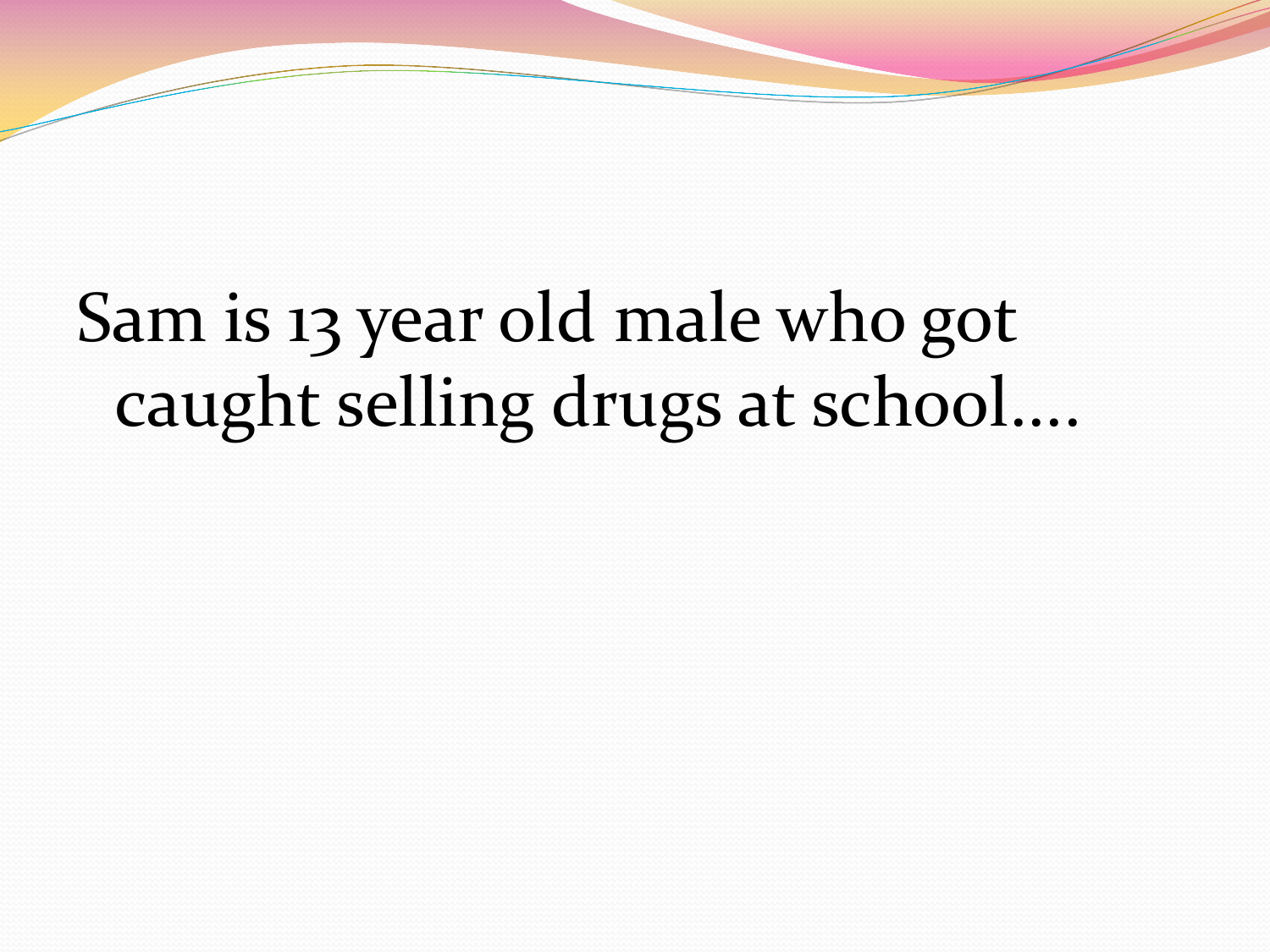Sam is 13 year old male who got caught selling drugs at school....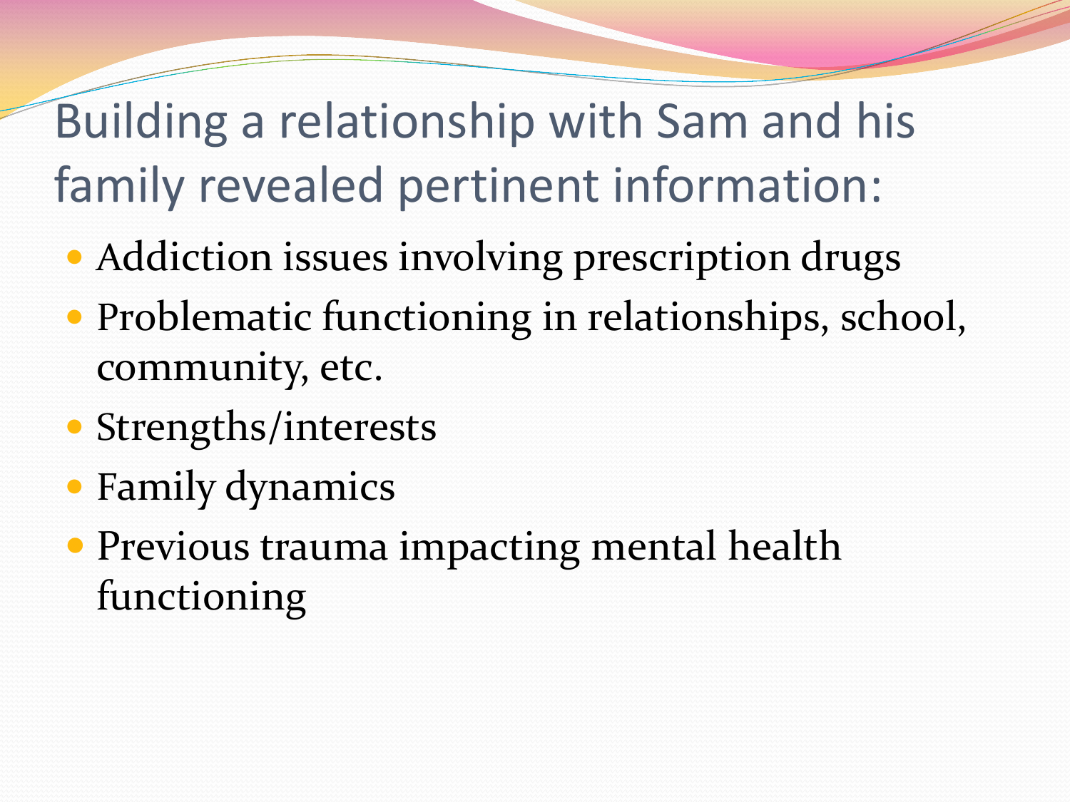# Building a relationship with Sam and his family revealed pertinent information:

- Addiction issues involving prescription drugs
- Problematic functioning in relationships, school, community, etc.
- Strengths/interests
- Family dynamics
- Previous trauma impacting mental health functioning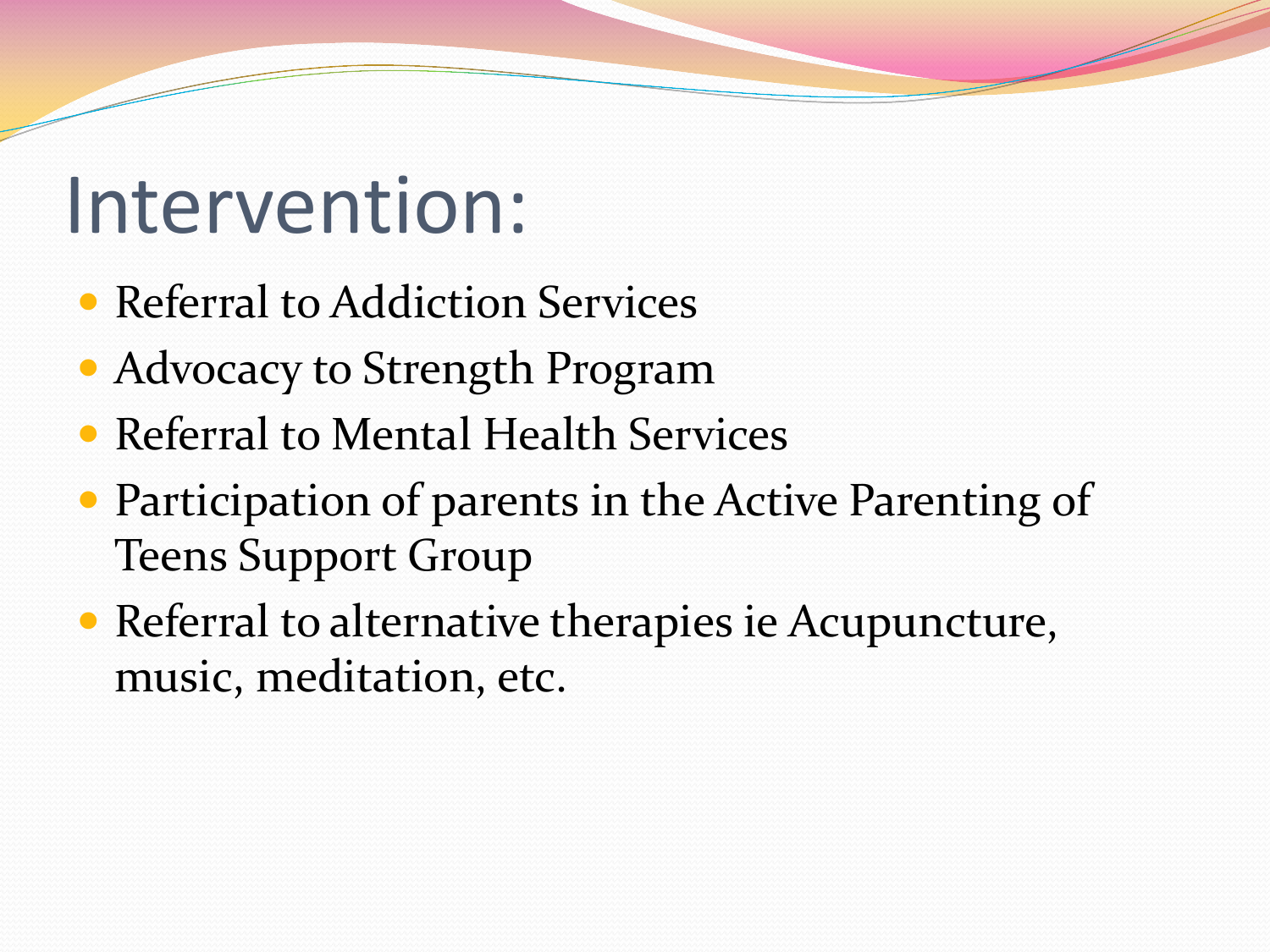# Intervention:

- Referral to Addiction Services
- Advocacy to Strength Program
- Referral to Mental Health Services
- Participation of parents in the Active Parenting of Teens Support Group
- Referral to alternative therapies ie Acupuncture, music, meditation, etc.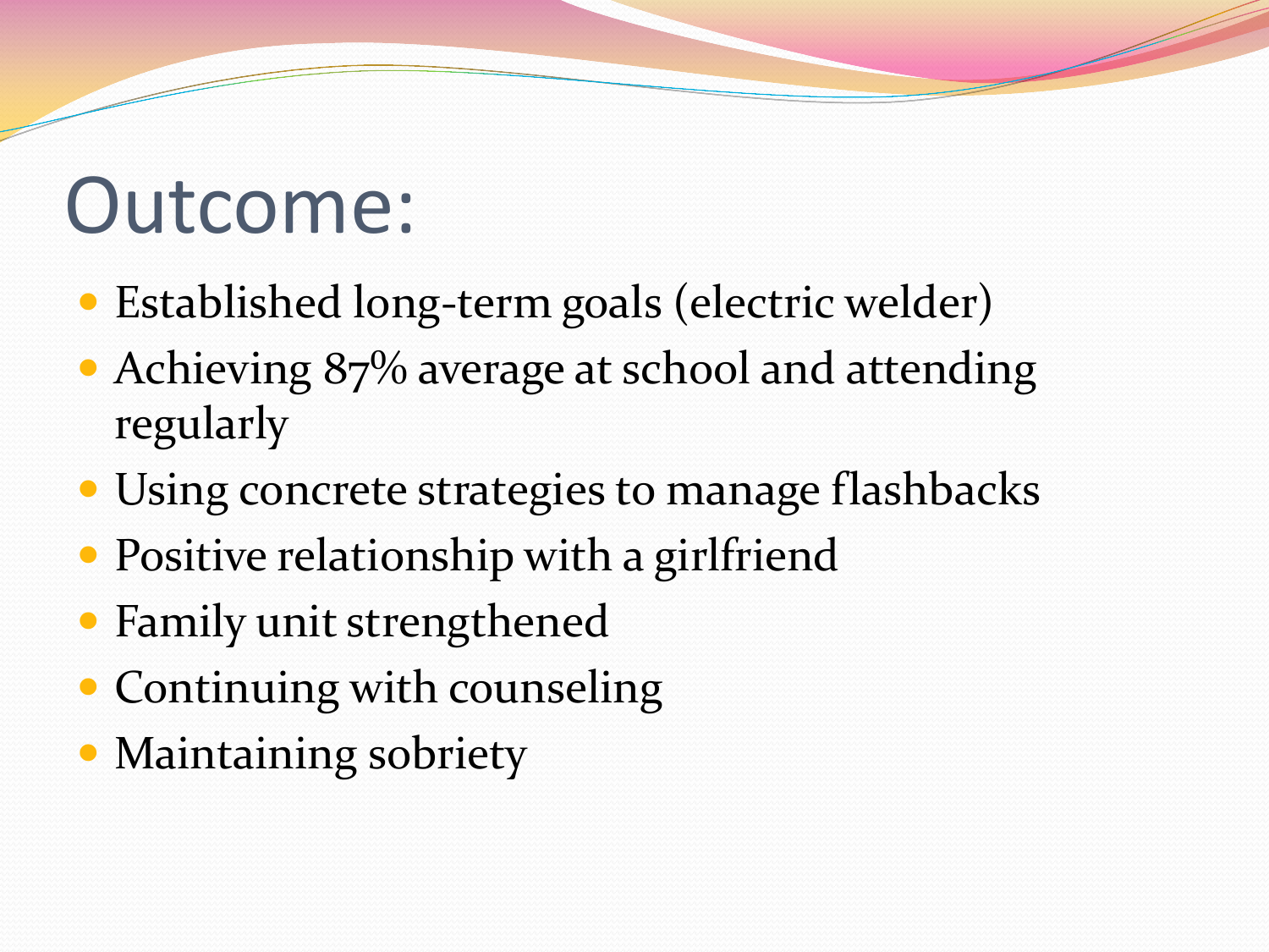# Outcome:

- Established long-term goals (electric welder)
- Achieving 87% average at school and attending regularly
- Using concrete strategies to manage flashbacks
- Positive relationship with a girlfriend
- Family unit strengthened
- Continuing with counseling
- Maintaining sobriety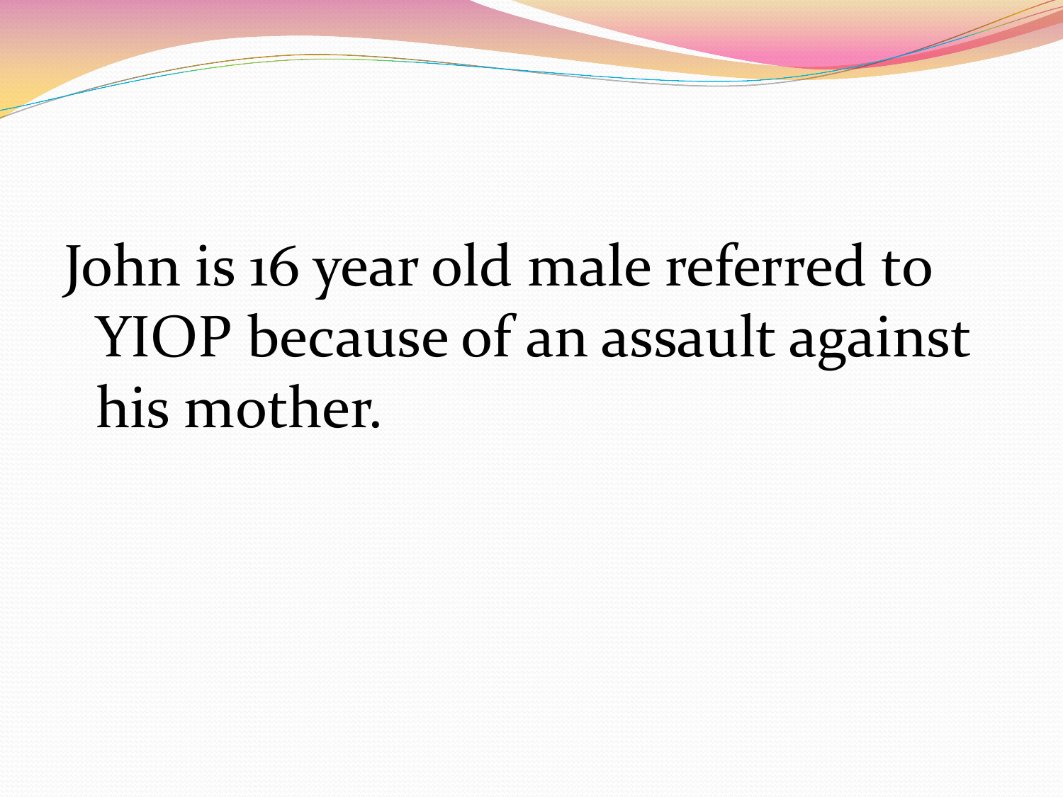John is 16 year old male referred to YIOP because of an assault against his mother.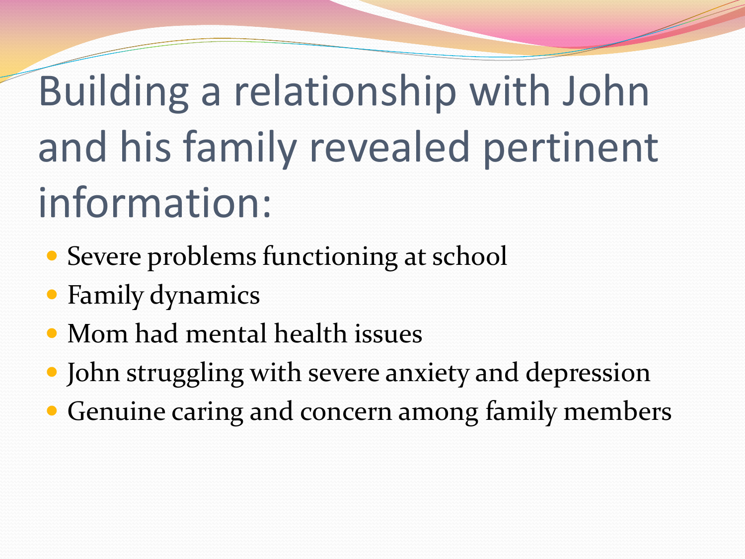# Building a relationship with John and his family revealed pertinent information:

- Severe problems functioning at school
- Family dynamics
- Mom had mental health issues
- John struggling with severe anxiety and depression
- Genuine caring and concern among family members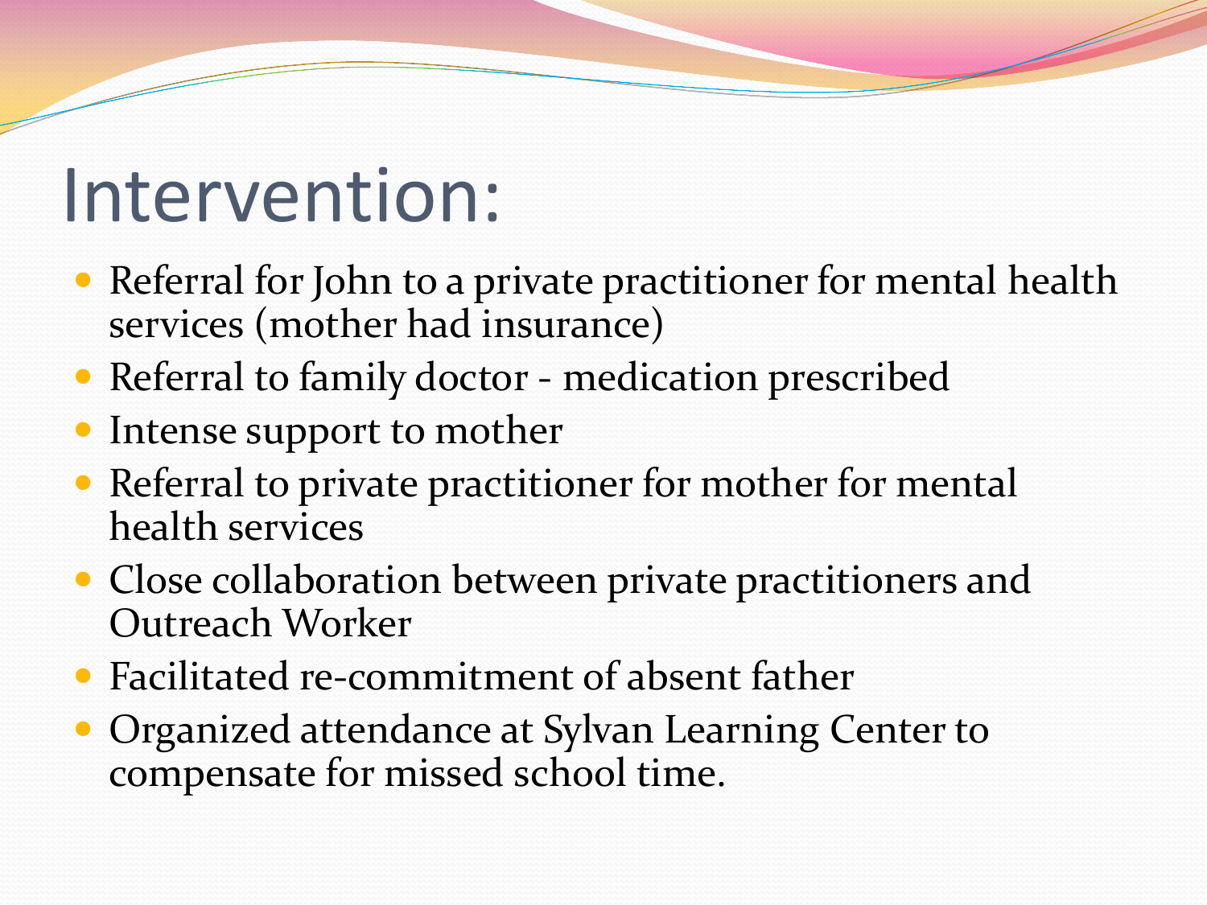# Intervention:

- Referral for John to a private practitioner for mental health services (mother had insurance)
- Referral to family doctor - medication prescribed
- Intense support to mother
- Referral to private practitioner for mother for mental health services
- Close collaboration between private practitioners and Outreach Worker
- Facilitated re-commitment of absent father
- Organized attendance at Sylvan Learning Center to compensate for missed school time.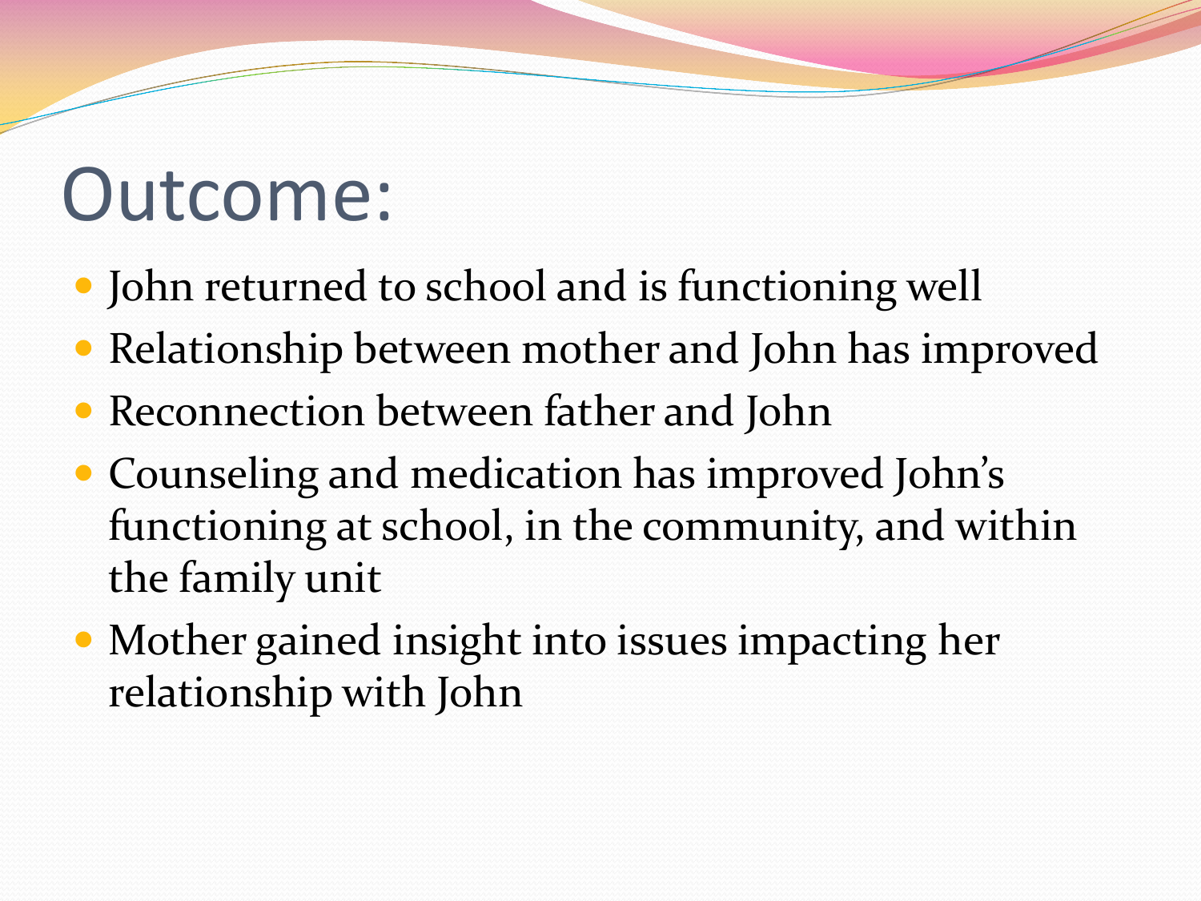# Outcome:

- John returned to school and is functioning well
- Relationship between mother and John has improved
- Reconnection between father and John
- Counseling and medication has improved John's functioning at school, in the community, and within the family unit
- Mother gained insight into issues impacting her relationship with John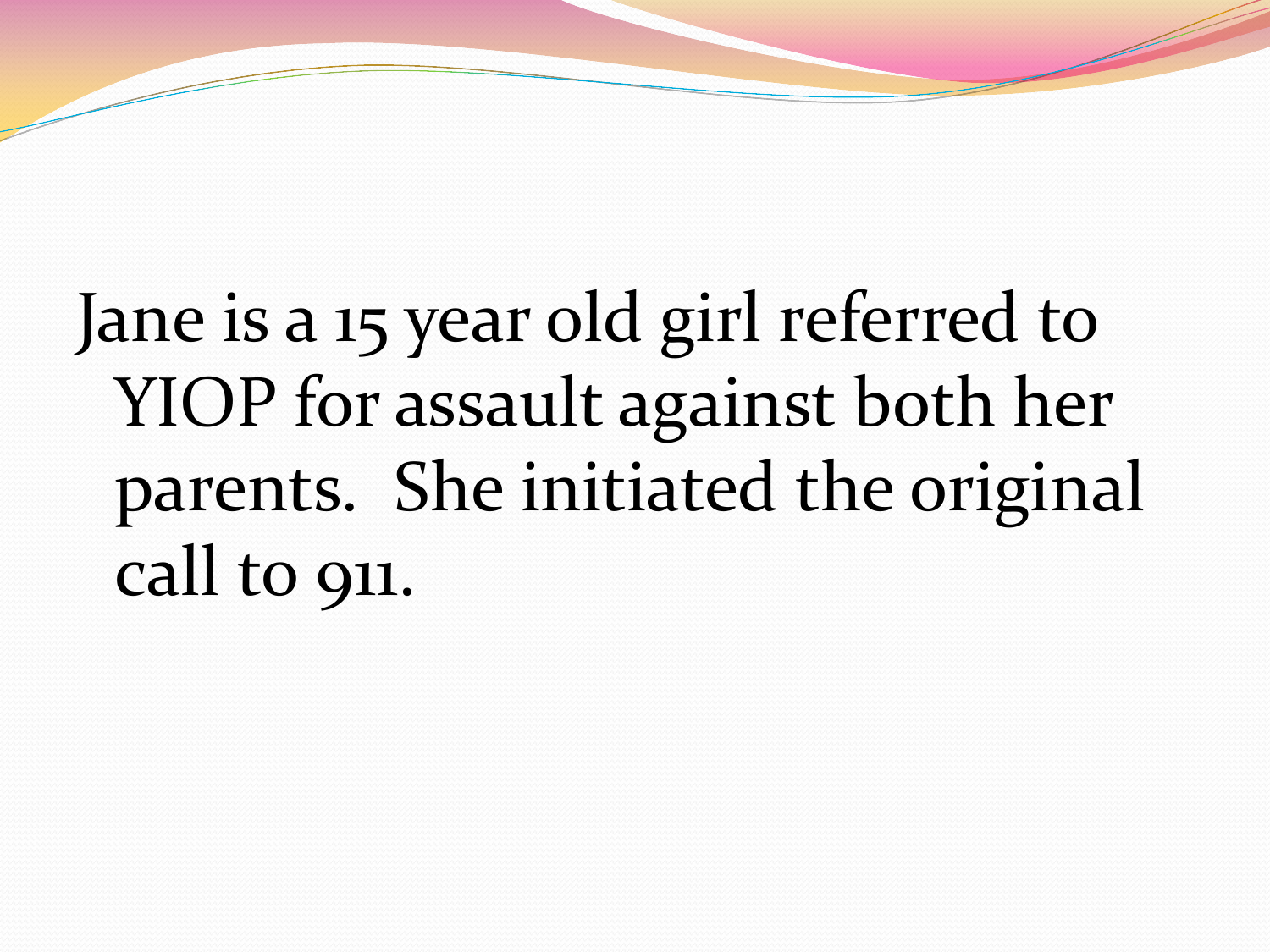Jane is a 15 year old girl referred to YIOP for assault against both her parents. She initiated the original call to 911.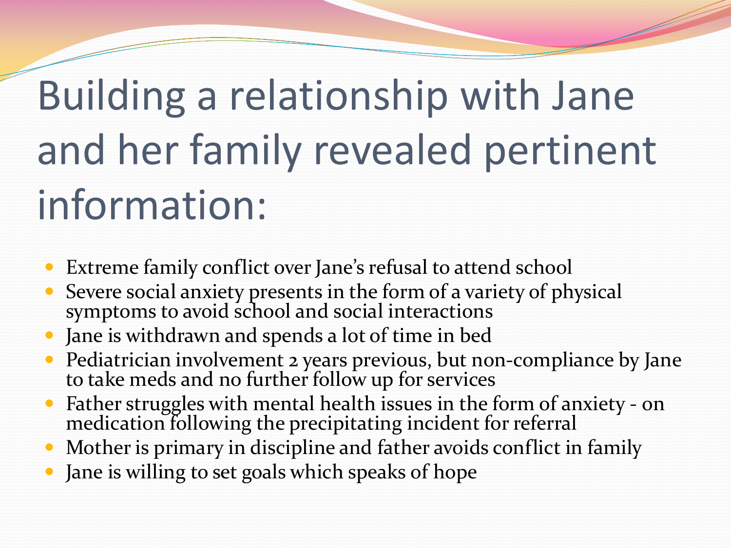# Building a relationship with Jane and her family revealed pertinent information:

- Extreme family conflict over Jane's refusal to attend school
- Severe social anxiety presents in the form of a variety of physical symptoms to avoid school and social interactions
- Jane is withdrawn and spends a lot of time in bed
- Pediatrician involvement 2 years previous, but non-compliance by Jane to take meds and no further follow up for services
- Father struggles with mental health issues in the form of anxiety - on medication following the precipitating incident for referral
- Mother is primary in discipline and father avoids conflict in family
- Jane is willing to set goals which speaks of hope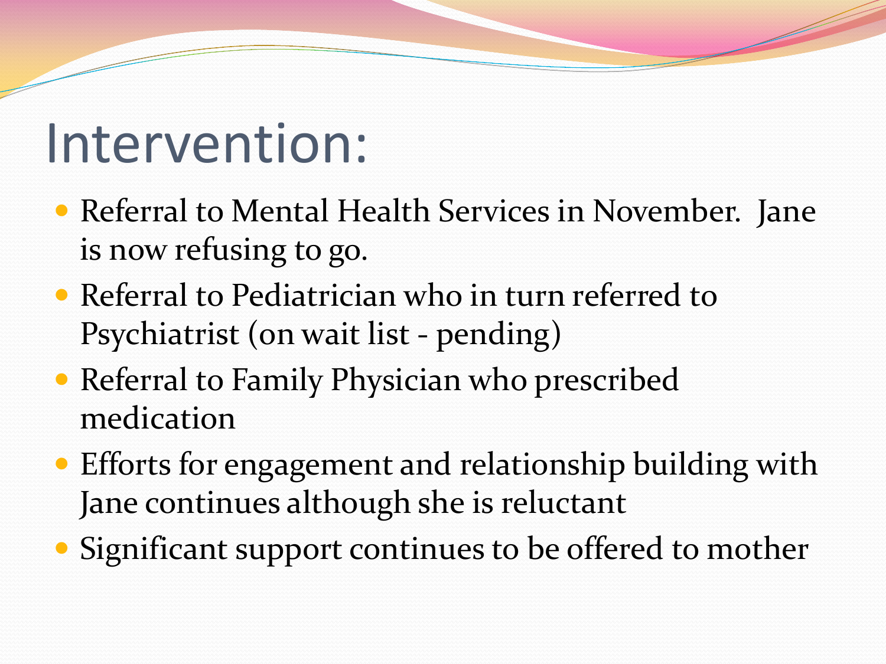# Intervention:

- Referral to Mental Health Services in November. Jane is now refusing to go.
- Referral to Pediatrician who in turn referred to Psychiatrist (on wait list - pending)
- Referral to Family Physician who prescribed medication
- Efforts for engagement and relationship building with Jane continues although she is reluctant
- Significant support continues to be offered to mother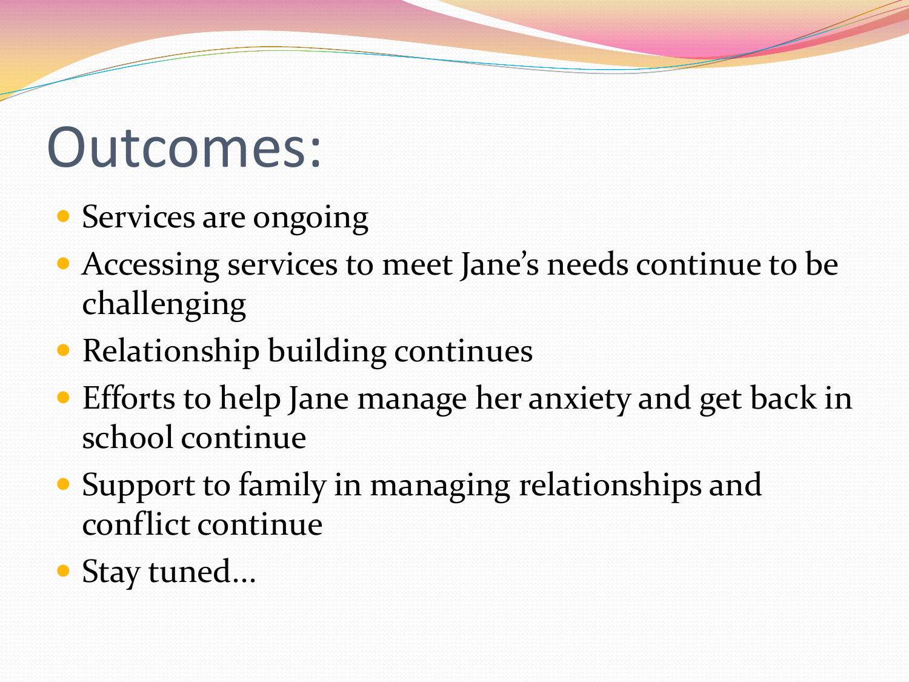# Outcomes:

- Services are ongoing
- Accessing services to meet Jane's needs continue to be challenging
- Relationship building continues
- Efforts to help Jane manage her anxiety and get back in school continue
- Support to family in managing relationships and conflict continue
- Stay tuned…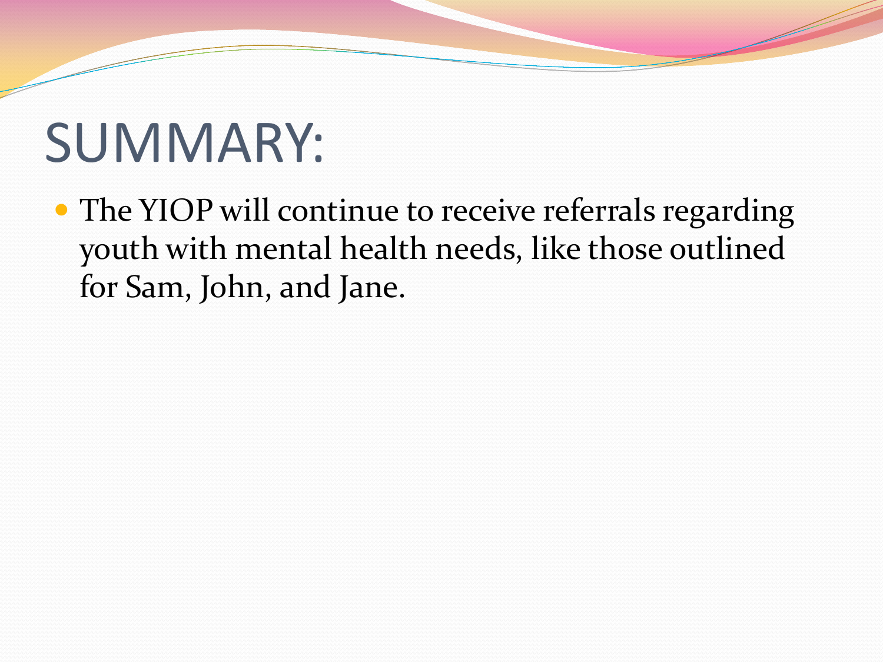# SUMMARY:

- The YIOP will continue to receive referrals regarding youth with mental health needs, like those outlined for Sam, John, and Jane.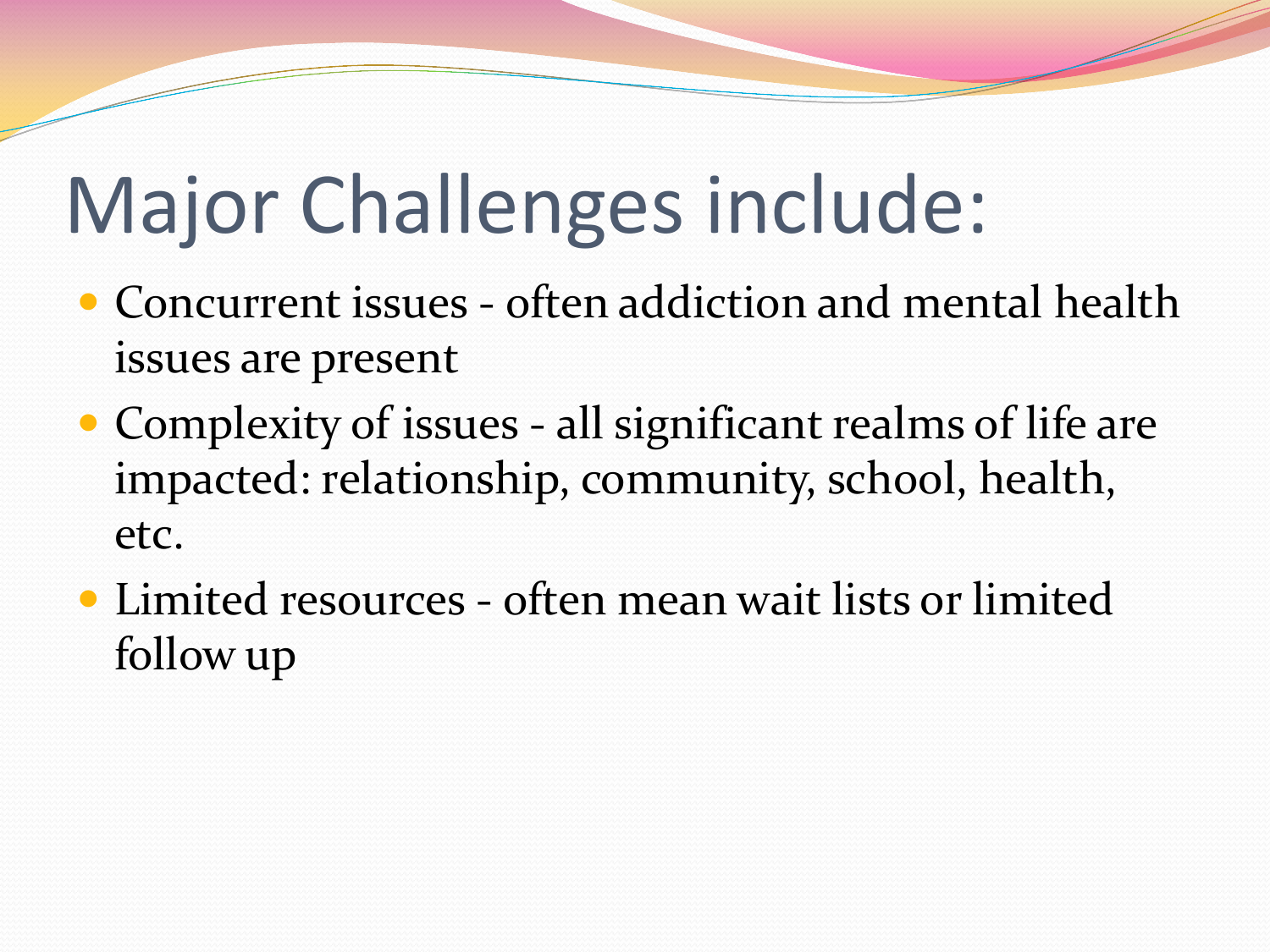# Major Challenges include:

- Concurrent issues - often addiction and mental health issues are present
- Complexity of issues - all significant realms of life are impacted: relationship, community, school, health, etc.
- Limited resources - often mean wait lists or limited follow up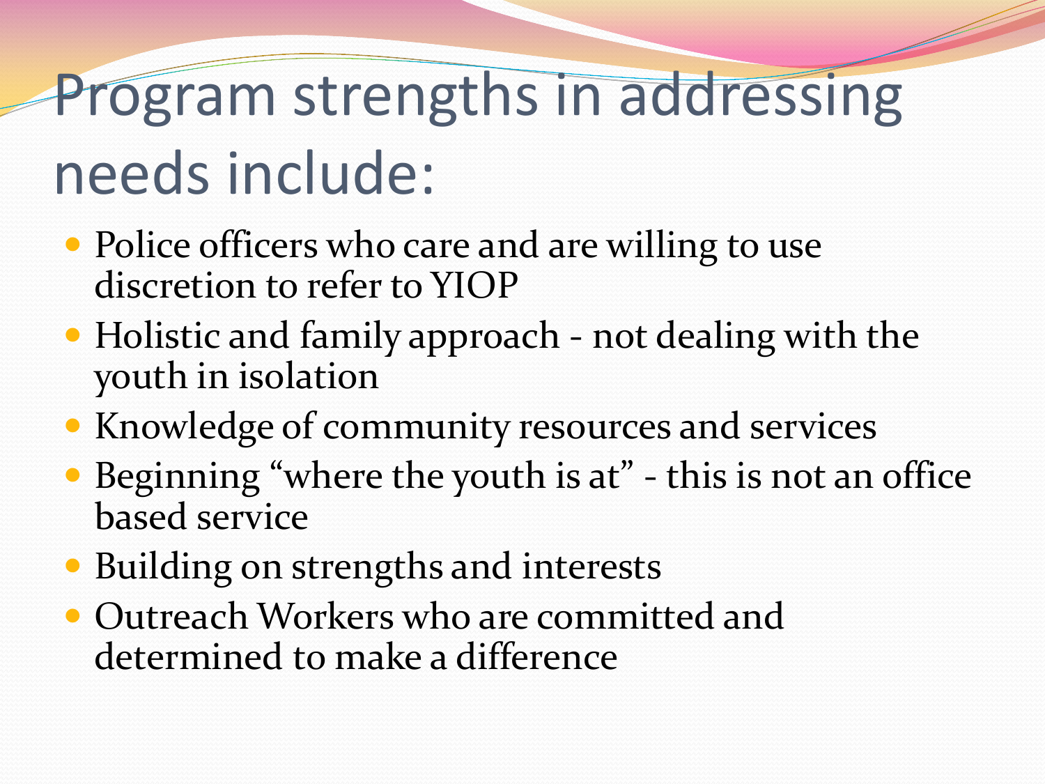# Program strengths in addressing needs include:

- Police officers who care and are willing to use discretion to refer to YIOP
- Holistic and family approach - not dealing with the youth in isolation
- Knowledge of community resources and services
- Beginning "where the youth is at" - this is not an office based service
- Building on strengths and interests
- Outreach Workers who are committed and determined to make a difference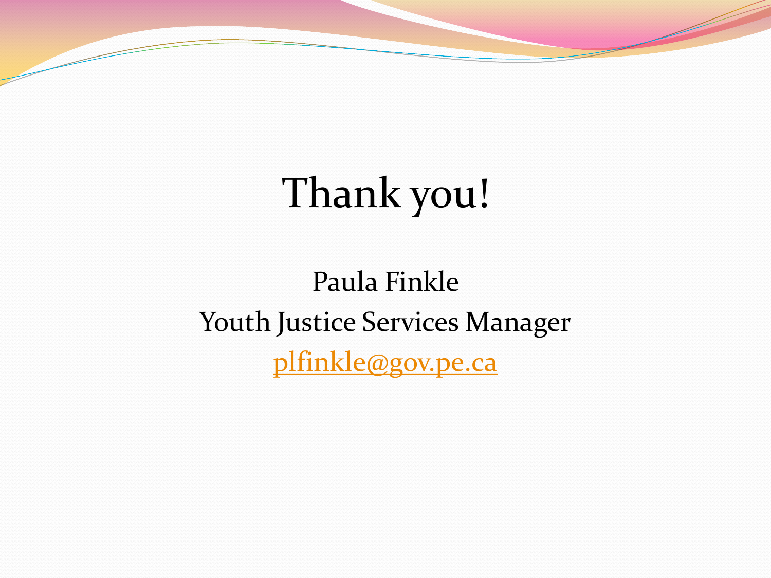# Thank you!

Paula Finkle

Youth Justice Services Manager

plfinkle@gov.pe.ca